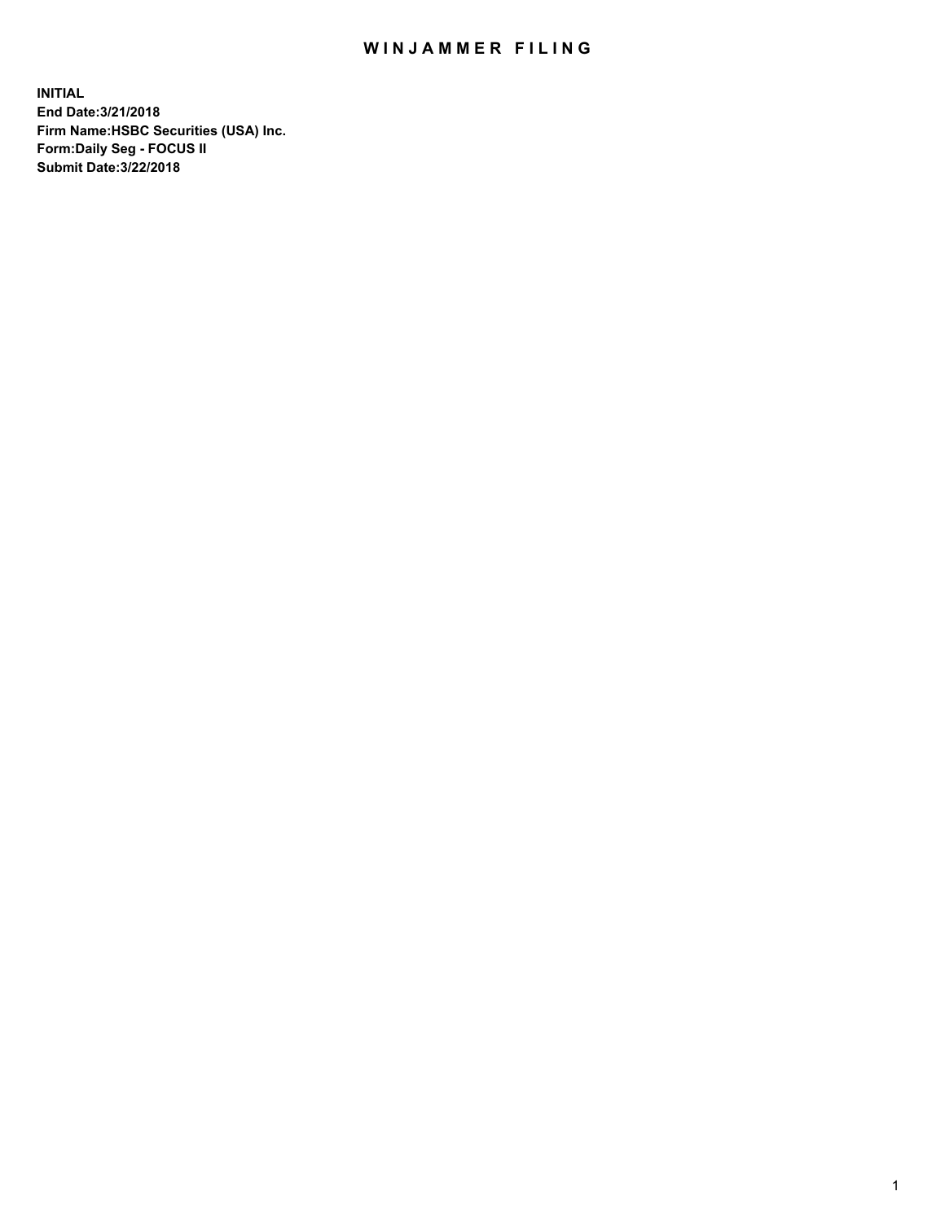# WINJAMMER FILING

**INITIAL**
**End Date:3/21/2018**
**Firm Name:HSBC Securities (USA) Inc.**
**Form:Daily Seg - FOCUS II**
**Submit Date:3/22/2018**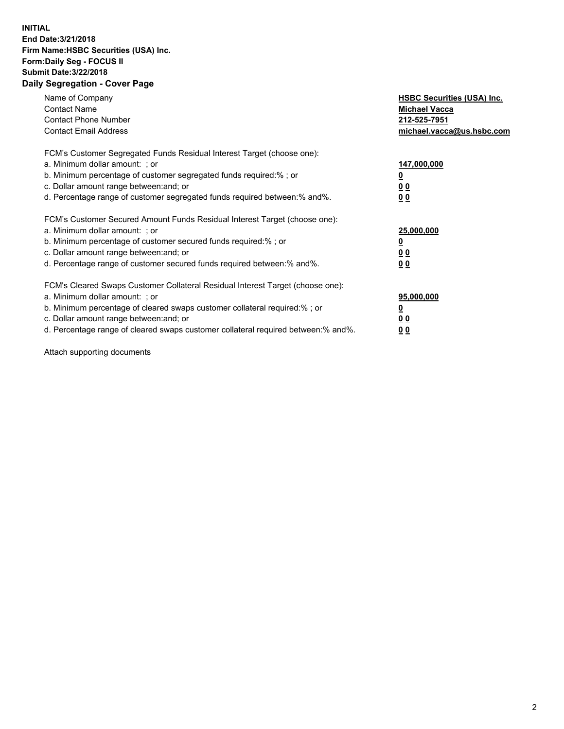**INITIAL**
**End Date:3/21/2018**
**Firm Name:HSBC Securities (USA) Inc.**
**Form:Daily Seg - FOCUS II**
**Submit Date:3/22/2018**

## Daily Segregation - Cover Page

| | |
|---|---|
| Name of Company | **HSBC Securities (USA) Inc.** |
| Contact Name | **Michael Vacca** |
| Contact Phone Number | **212-525-7951** |
| Contact Email Address | **michael.vacca@us.hsbc.com** |

| | |
|---|---|
| FCM's Customer Segregated Funds Residual Interest Target (choose one): | |
| a. Minimum dollar amount: ; or | **147,000,000** |
| b. Minimum percentage of customer segregated funds required:% ; or | **0** |
| c. Dollar amount range between:and; or | **0 0** |
| d. Percentage range of customer segregated funds required between:% and%. | **0 0** |

| | |
|---|---|
| FCM's Customer Secured Amount Funds Residual Interest Target (choose one): | |
| a. Minimum dollar amount: ; or | **25,000,000** |
| b. Minimum percentage of customer secured funds required:% ; or | **0** |
| c. Dollar amount range between:and; or | **0 0** |
| d. Percentage range of customer secured funds required between:% and%. | **0 0** |

| | |
|---|---|
| FCM's Cleared Swaps Customer Collateral Residual Interest Target (choose one): | |
| a. Minimum dollar amount: ; or | **95,000,000** |
| b. Minimum percentage of cleared swaps customer collateral required:% ; or | **0** |
| c. Dollar amount range between:and; or | **0 0** |
| d. Percentage range of cleared swaps customer collateral required between:% and%. | **0 0** |

Attach supporting documents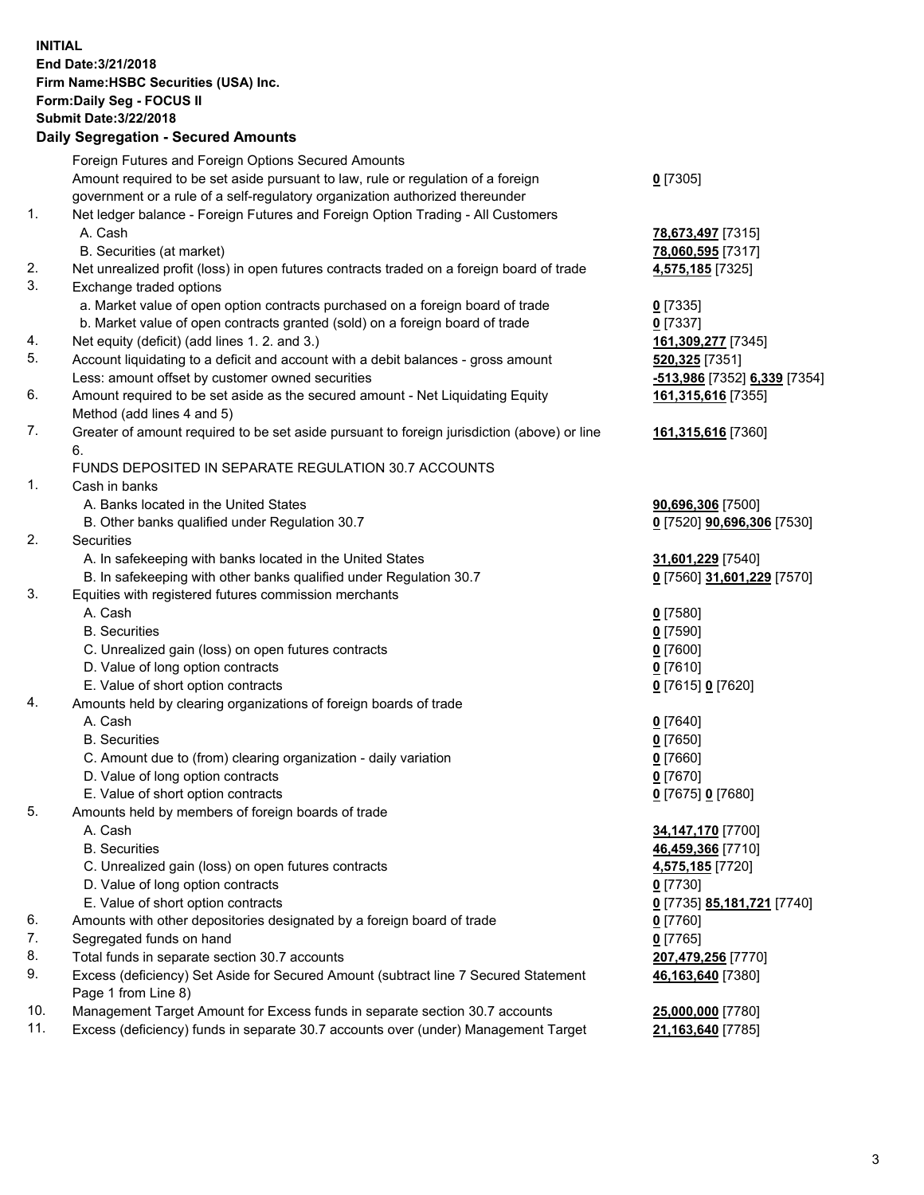**INITIAL**
**End Date:3/21/2018**
**Firm Name:HSBC Securities (USA) Inc.**
**Form:Daily Seg - FOCUS II**
**Submit Date:3/22/2018**

## Daily Segregation - Secured Amounts

| | | |
|---|---|---|
| | Foreign Futures and Foreign Options Secured Amounts | |
| | Amount required to be set aside pursuant to law, rule or regulation of a foreign government or a rule of a self-regulatory organization authorized thereunder | **0** [7305] |
| 1. | Net ledger balance - Foreign Futures and Foreign Option Trading - All Customers | |
| | A. Cash | **78,673,497** [7315] |
| | B. Securities (at market) | **78,060,595** [7317] |
| 2. | Net unrealized profit (loss) in open futures contracts traded on a foreign board of trade | **4,575,185** [7325] |
| 3. | Exchange traded options | |
| | a. Market value of open option contracts purchased on a foreign board of trade | **0** [7335] |
| | b. Market value of open contracts granted (sold) on a foreign board of trade | **0** [7337] |
| 4. | Net equity (deficit) (add lines 1. 2. and 3.) | **161,309,277** [7345] |
| 5. | Account liquidating to a deficit and account with a debit balances - gross amount | **520,325** [7351] |
| | Less: amount offset by customer owned securities | **-513,986** [7352] **6,339** [7354] |
| 6. | Amount required to be set aside as the secured amount - Net Liquidating Equity Method (add lines 4 and 5) | **161,315,616** [7355] |
| 7. | Greater of amount required to be set aside pursuant to foreign jurisdiction (above) or line 6. | **161,315,616** [7360] |
| | FUNDS DEPOSITED IN SEPARATE REGULATION 30.7 ACCOUNTS | |
| 1. | Cash in banks | |
| | A. Banks located in the United States | **90,696,306** [7500] |
| | B. Other banks qualified under Regulation 30.7 | **0** [7520] **90,696,306** [7530] |
| 2. | Securities | |
| | A. In safekeeping with banks located in the United States | **31,601,229** [7540] |
| | B. In safekeeping with other banks qualified under Regulation 30.7 | **0** [7560] **31,601,229** [7570] |
| 3. | Equities with registered futures commission merchants | |
| | A. Cash | **0** [7580] |
| | B. Securities | **0** [7590] |
| | C. Unrealized gain (loss) on open futures contracts | **0** [7600] |
| | D. Value of long option contracts | **0** [7610] |
| | E. Value of short option contracts | **0** [7615] **0** [7620] |
| 4. | Amounts held by clearing organizations of foreign boards of trade | |
| | A. Cash | **0** [7640] |
| | B. Securities | **0** [7650] |
| | C. Amount due to (from) clearing organization - daily variation | **0** [7660] |
| | D. Value of long option contracts | **0** [7670] |
| | E. Value of short option contracts | **0** [7675] **0** [7680] |
| 5. | Amounts held by members of foreign boards of trade | |
| | A. Cash | **34,147,170** [7700] |
| | B. Securities | **46,459,366** [7710] |
| | C. Unrealized gain (loss) on open futures contracts | **4,575,185** [7720] |
| | D. Value of long option contracts | **0** [7730] |
| | E. Value of short option contracts | **0** [7735] **85,181,721** [7740] |
| 6. | Amounts with other depositories designated by a foreign board of trade | **0** [7760] |
| 7. | Segregated funds on hand | **0** [7765] |
| 8. | Total funds in separate section 30.7 accounts | **207,479,256** [7770] |
| 9. | Excess (deficiency) Set Aside for Secured Amount (subtract line 7 Secured Statement Page 1 from Line 8) | **46,163,640** [7380] |
| 10. | Management Target Amount for Excess funds in separate section 30.7 accounts | **25,000,000** [7780] |
| 11. | Excess (deficiency) funds in separate 30.7 accounts over (under) Management Target | **21,163,640** [7785] |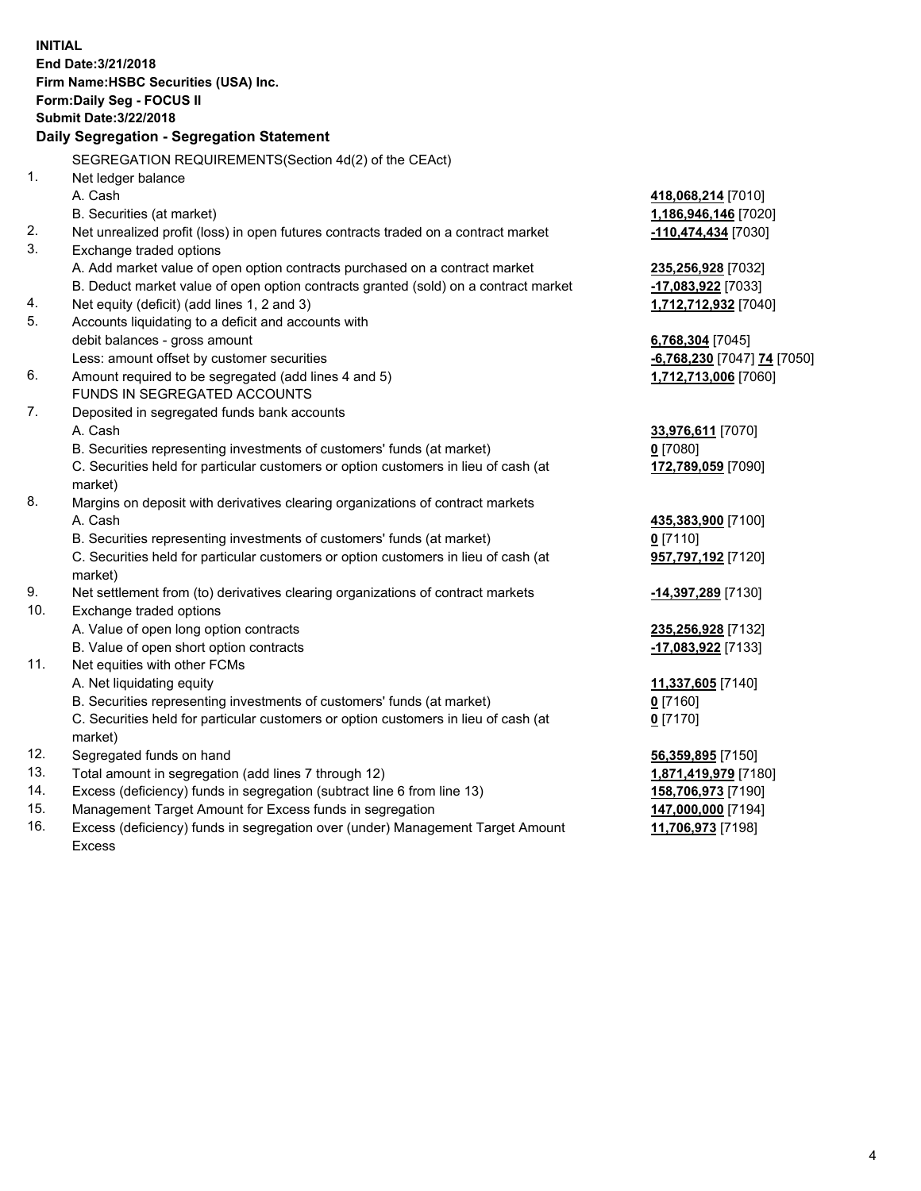**INITIAL**
**End Date:3/21/2018**
**Firm Name:HSBC Securities (USA) Inc.**
**Form:Daily Seg - FOCUS II**
**Submit Date:3/22/2018**

### Daily Segregation - Segregation Statement

| | | |
|---|---|---|
| | SEGREGATION REQUIREMENTS(Section 4d(2) of the CEAct) | |
| 1. | Net ledger balance | |
| | A. Cash | **418,068,214** [7010] |
| | B. Securities (at market) | **1,186,946,146** [7020] |
| 2. | Net unrealized profit (loss) in open futures contracts traded on a contract market | **-110,474,434** [7030] |
| 3. | Exchange traded options | |
| | A. Add market value of open option contracts purchased on a contract market | **235,256,928** [7032] |
| | B. Deduct market value of open option contracts granted (sold) on a contract market | **-17,083,922** [7033] |
| 4. | Net equity (deficit) (add lines 1, 2 and 3) | **1,712,712,932** [7040] |
| 5. | Accounts liquidating to a deficit and accounts with | |
| | debit balances - gross amount | **6,768,304** [7045] |
| | Less: amount offset by customer securities | **-6,768,230** [7047] **74** [7050] |
| 6. | Amount required to be segregated (add lines 4 and 5) | **1,712,713,006** [7060] |
| | FUNDS IN SEGREGATED ACCOUNTS | |
| 7. | Deposited in segregated funds bank accounts | |
| | A. Cash | **33,976,611** [7070] |
| | B. Securities representing investments of customers' funds (at market) | **0** [7080] |
| | C. Securities held for particular customers or option customers in lieu of cash (at market) | **172,789,059** [7090] |
| 8. | Margins on deposit with derivatives clearing organizations of contract markets | |
| | A. Cash | **435,383,900** [7100] |
| | B. Securities representing investments of customers' funds (at market) | **0** [7110] |
| | C. Securities held for particular customers or option customers in lieu of cash (at market) | **957,797,192** [7120] |
| 9. | Net settlement from (to) derivatives clearing organizations of contract markets | **-14,397,289** [7130] |
| 10. | Exchange traded options | |
| | A. Value of open long option contracts | **235,256,928** [7132] |
| | B. Value of open short option contracts | **-17,083,922** [7133] |
| 11. | Net equities with other FCMs | |
| | A. Net liquidating equity | **11,337,605** [7140] |
| | B. Securities representing investments of customers' funds (at market) | **0** [7160] |
| | C. Securities held for particular customers or option customers in lieu of cash (at market) | **0** [7170] |
| 12. | Segregated funds on hand | **56,359,895** [7150] |
| 13. | Total amount in segregation (add lines 7 through 12) | **1,871,419,979** [7180] |
| 14. | Excess (deficiency) funds in segregation (subtract line 6 from line 13) | **158,706,973** [7190] |
| 15. | Management Target Amount for Excess funds in segregation | **147,000,000** [7194] |
| 16. | Excess (deficiency) funds in segregation over (under) Management Target Amount Excess | **11,706,973** [7198] |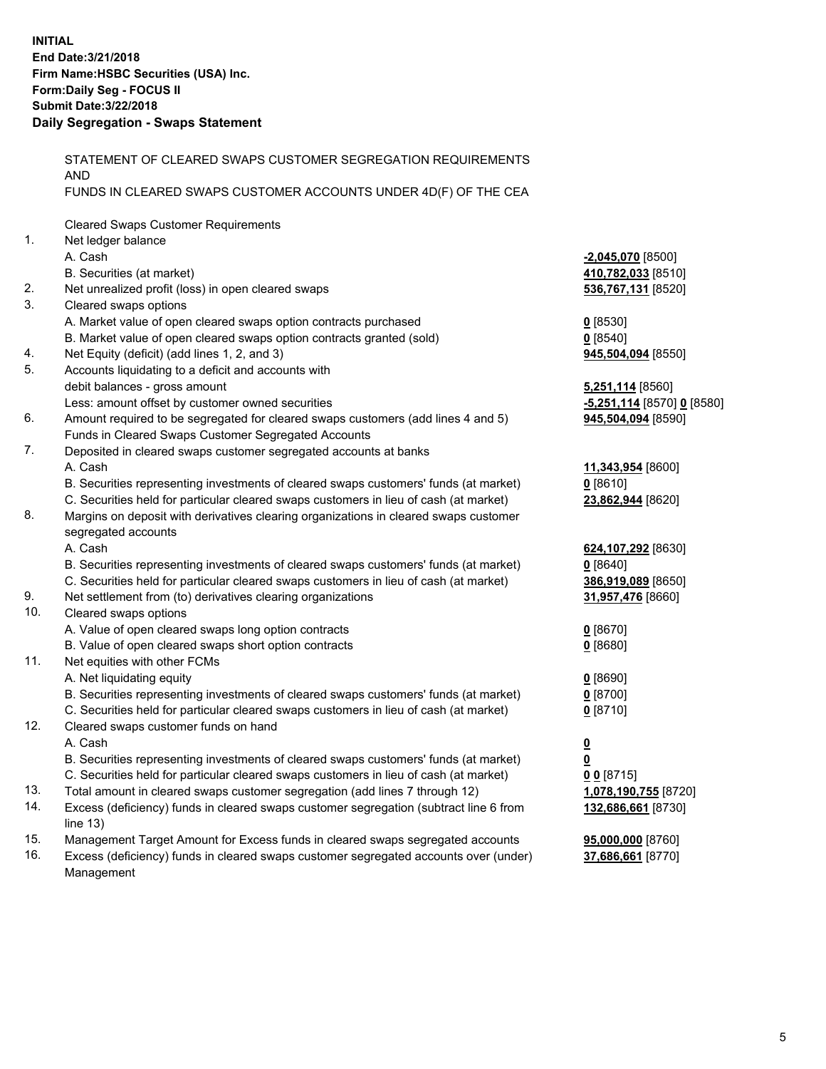**INITIAL**
**End Date:3/21/2018**
**Firm Name:HSBC Securities (USA) Inc.**
**Form:Daily Seg - FOCUS II**
**Submit Date:3/22/2018**
**Daily Segregation - Swaps Statement**

STATEMENT OF CLEARED SWAPS CUSTOMER SEGREGATION REQUIREMENTS AND FUNDS IN CLEARED SWAPS CUSTOMER ACCOUNTS UNDER 4D(F) OF THE CEA

| | | |
|---|---|---|
| | Cleared Swaps Customer Requirements | |
| 1. | Net ledger balance | |
| | A. Cash | **-2,045,070** [8500] |
| | B. Securities (at market) | **410,782,033** [8510] |
| 2. | Net unrealized profit (loss) in open cleared swaps | **536,767,131** [8520] |
| 3. | Cleared swaps options | |
| | A. Market value of open cleared swaps option contracts purchased | **0** [8530] |
| | B. Market value of open cleared swaps option contracts granted (sold) | **0** [8540] |
| 4. | Net Equity (deficit) (add lines 1, 2, and 3) | **945,504,094** [8550] |
| 5. | Accounts liquidating to a deficit and accounts with debit balances - gross amount | **5,251,114** [8560] |
| | Less: amount offset by customer owned securities | **-5,251,114** [8570] **0** [8580] |
| 6. | Amount required to be segregated for cleared swaps customers (add lines 4 and 5) | **945,504,094** [8590] |
| | Funds in Cleared Swaps Customer Segregated Accounts | |
| 7. | Deposited in cleared swaps customer segregated accounts at banks | |
| | A. Cash | **11,343,954** [8600] |
| | B. Securities representing investments of cleared swaps customers' funds (at market) | **0** [8610] |
| | C. Securities held for particular cleared swaps customers in lieu of cash (at market) | **23,862,944** [8620] |
| 8. | Margins on deposit with derivatives clearing organizations in cleared swaps customer segregated accounts | |
| | A. Cash | **624,107,292** [8630] |
| | B. Securities representing investments of cleared swaps customers' funds (at market) | **0** [8640] |
| | C. Securities held for particular cleared swaps customers in lieu of cash (at market) | **386,919,089** [8650] |
| 9. | Net settlement from (to) derivatives clearing organizations | **31,957,476** [8660] |
| 10. | Cleared swaps options | |
| | A. Value of open cleared swaps long option contracts | **0** [8670] |
| | B. Value of open cleared swaps short option contracts | **0** [8680] |
| 11. | Net equities with other FCMs | |
| | A. Net liquidating equity | **0** [8690] |
| | B. Securities representing investments of cleared swaps customers' funds (at market) | **0** [8700] |
| | C. Securities held for particular cleared swaps customers in lieu of cash (at market) | **0** [8710] |
| 12. | Cleared swaps customer funds on hand | |
| | A. Cash | **0** |
| | B. Securities representing investments of cleared swaps customers' funds (at market) | **0** |
| | C. Securities held for particular cleared swaps customers in lieu of cash (at market) | **0** **0** [8715] |
| 13. | Total amount in cleared swaps customer segregation (add lines 7 through 12) | **1,078,190,755** [8720] |
| 14. | Excess (deficiency) funds in cleared swaps customer segregation (subtract line 6 from line 13) | **132,686,661** [8730] |
| 15. | Management Target Amount for Excess funds in cleared swaps segregated accounts | **95,000,000** [8760] |
| 16. | Excess (deficiency) funds in cleared swaps customer segregated accounts over (under) Management | **37,686,661** [8770] |